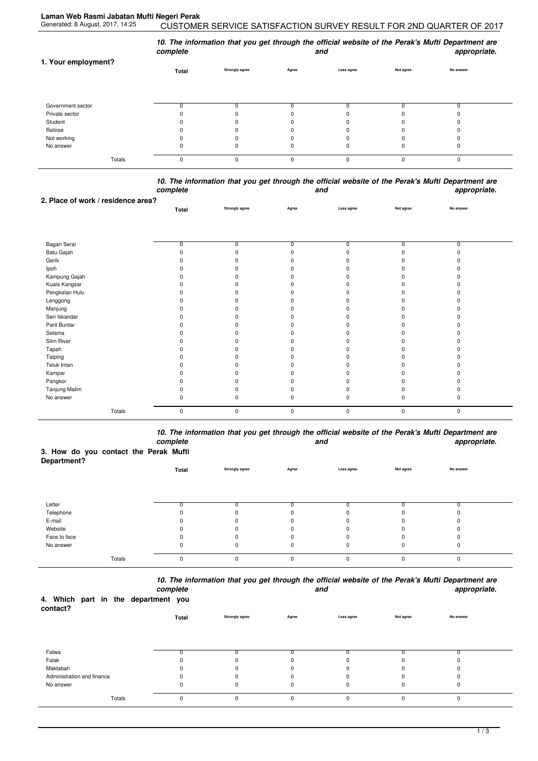**Laman Web Rasmi Jabatan Mufti Negeri Perak**

Generated: 8 August, 2017, 14:25

CUSTOMER SERVICE SATISFACTION SURVEY RESULT FOR 2ND QUARTER OF 2017

***10. The information that you get through the official website of the Perak's Mufti Department are complete and appropriate.***

**1. Your employment?**

| | Total | Strongly agree | Agree | Less agree | Not agree | No answer |
|---|---|---|---|---|---|---|
| Government sector | 0 | 0 | 0 | 0 | 0 | 0 |
| Private sector | 0 | 0 | 0 | 0 | 0 | 0 |
| Student | 0 | 0 | 0 | 0 | 0 | 0 |
| Retiree | 0 | 0 | 0 | 0 | 0 | 0 |
| Not working | 0 | 0 | 0 | 0 | 0 | 0 |
| No answer | 0 | 0 | 0 | 0 | 0 | 0 |
| Totals | 0 | 0 | 0 | 0 | 0 | 0 |

***10. The information that you get through the official website of the Perak's Mufti Department are complete and appropriate.***

**2. Place of work / residence area?**

| | Total | Strongly agree | Agree | Less agree | Not agree | No answer |
|---|---|---|---|---|---|---|
| Bagan Serai | 0 | 0 | 0 | 0 | 0 | 0 |
| Batu Gajah | 0 | 0 | 0 | 0 | 0 | 0 |
| Gerik | 0 | 0 | 0 | 0 | 0 | 0 |
| Ipoh | 0 | 0 | 0 | 0 | 0 | 0 |
| Kampung Gajah | 0 | 0 | 0 | 0 | 0 | 0 |
| Kuala Kangsar | 0 | 0 | 0 | 0 | 0 | 0 |
| Pengkalan Hulu | 0 | 0 | 0 | 0 | 0 | 0 |
| Lenggong | 0 | 0 | 0 | 0 | 0 | 0 |
| Manjung | 0 | 0 | 0 | 0 | 0 | 0 |
| Seri Iskandar | 0 | 0 | 0 | 0 | 0 | 0 |
| Parit Buntar | 0 | 0 | 0 | 0 | 0 | 0 |
| Selama | 0 | 0 | 0 | 0 | 0 | 0 |
| Slim River | 0 | 0 | 0 | 0 | 0 | 0 |
| Tapah | 0 | 0 | 0 | 0 | 0 | 0 |
| Taiping | 0 | 0 | 0 | 0 | 0 | 0 |
| Teluk Intan | 0 | 0 | 0 | 0 | 0 | 0 |
| Kampar | 0 | 0 | 0 | 0 | 0 | 0 |
| Pangkor | 0 | 0 | 0 | 0 | 0 | 0 |
| Tanjung Malim | 0 | 0 | 0 | 0 | 0 | 0 |
| No answer | 0 | 0 | 0 | 0 | 0 | 0 |
| Totals | 0 | 0 | 0 | 0 | 0 | 0 |

***10. The information that you get through the official website of the Perak's Mufti Department are complete and appropriate.***

**3. How do you contact the Perak Mufti Department?**

| | Total | Strongly agree | Agree | Less agree | Not agree | No answer |
|---|---|---|---|---|---|---|
| Letter | 0 | 0 | 0 | 0 | 0 | 0 |
| Telephone | 0 | 0 | 0 | 0 | 0 | 0 |
| E-mail | 0 | 0 | 0 | 0 | 0 | 0 |
| Website | 0 | 0 | 0 | 0 | 0 | 0 |
| Face to face | 0 | 0 | 0 | 0 | 0 | 0 |
| No answer | 0 | 0 | 0 | 0 | 0 | 0 |
| Totals | 0 | 0 | 0 | 0 | 0 | 0 |

***10. The information that you get through the official website of the Perak's Mufti Department are complete and appropriate.***

**4. Which part in the department you contact?**

| | Total | Strongly agree | Agree | Less agree | Not agree | No answer |
|---|---|---|---|---|---|---|
| Fatwa | 0 | 0 | 0 | 0 | 0 | 0 |
| Falak | 0 | 0 | 0 | 0 | 0 | 0 |
| Maktabah | 0 | 0 | 0 | 0 | 0 | 0 |
| Administration and finance | 0 | 0 | 0 | 0 | 0 | 0 |
| No answer | 0 | 0 | 0 | 0 | 0 | 0 |
| Totals | 0 | 0 | 0 | 0 | 0 | 0 |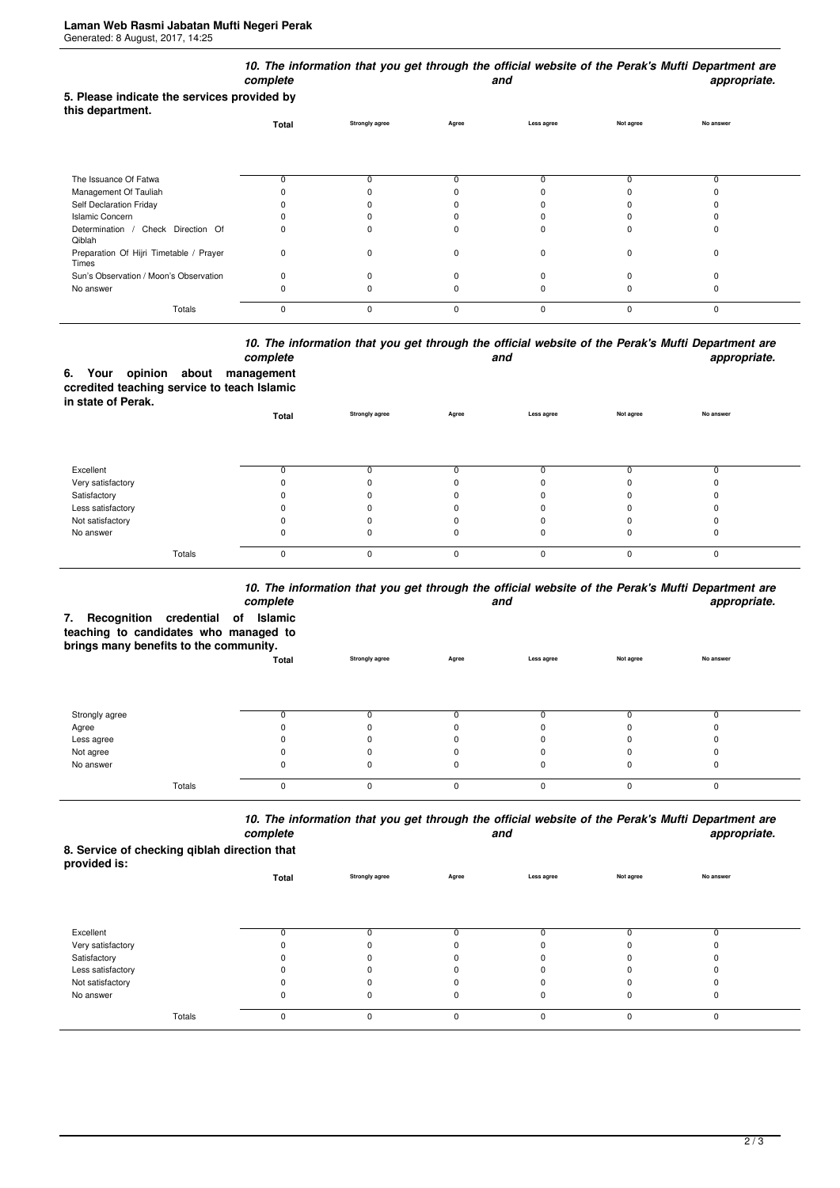**10. The information that you get through the official website of the Perak's Mufti Department are complete and appropriate.**

**5. Please indicate the services provided by this department.**

| | Total | Strongly agree | Agree | Less agree | Not agree | No answer |
|---|---|---|---|---|---|---|
| The Issuance Of Fatwa | 0 | 0 | 0 | 0 | 0 | 0 |
| Management Of Tauliah | 0 | 0 | 0 | 0 | 0 | 0 |
| Self Declaration Friday | 0 | 0 | 0 | 0 | 0 | 0 |
| Islamic Concern | 0 | 0 | 0 | 0 | 0 | 0 |
| Determination / Check Direction Of Qiblah | 0 | 0 | 0 | 0 | 0 | 0 |
| Preparation Of Hijri Timetable / Prayer Times | 0 | 0 | 0 | 0 | 0 | 0 |
| Sun's Observation / Moon's Observation | 0 | 0 | 0 | 0 | 0 | 0 |
| No answer | 0 | 0 | 0 | 0 | 0 | 0 |
| Totals | 0 | 0 | 0 | 0 | 0 | 0 |

**10. The information that you get through the official website of the Perak's Mufti Department are complete and appropriate.**

**6. Your opinion about management ccredited teaching service to teach Islamic in state of Perak.**

| | Total | Strongly agree | Agree | Less agree | Not agree | No answer |
|---|---|---|---|---|---|---|
| Excellent | 0 | 0 | 0 | 0 | 0 | 0 |
| Very satisfactory | 0 | 0 | 0 | 0 | 0 | 0 |
| Satisfactory | 0 | 0 | 0 | 0 | 0 | 0 |
| Less satisfactory | 0 | 0 | 0 | 0 | 0 | 0 |
| Not satisfactory | 0 | 0 | 0 | 0 | 0 | 0 |
| No answer | 0 | 0 | 0 | 0 | 0 | 0 |
| Totals | 0 | 0 | 0 | 0 | 0 | 0 |

**10. The information that you get through the official website of the Perak's Mufti Department are complete and appropriate.**

**7. Recognition credential of Islamic teaching to candidates who managed to brings many benefits to the community.**

| | Total | Strongly agree | Agree | Less agree | Not agree | No answer |
|---|---|---|---|---|---|---|
| Strongly agree | 0 | 0 | 0 | 0 | 0 | 0 |
| Agree | 0 | 0 | 0 | 0 | 0 | 0 |
| Less agree | 0 | 0 | 0 | 0 | 0 | 0 |
| Not agree | 0 | 0 | 0 | 0 | 0 | 0 |
| No answer | 0 | 0 | 0 | 0 | 0 | 0 |
| Totals | 0 | 0 | 0 | 0 | 0 | 0 |

**10. The information that you get through the official website of the Perak's Mufti Department are complete and appropriate.**

**8. Service of checking qiblah direction that provided is:**

| | Total | Strongly agree | Agree | Less agree | Not agree | No answer |
|---|---|---|---|---|---|---|
| Excellent | 0 | 0 | 0 | 0 | 0 | 0 |
| Very satisfactory | 0 | 0 | 0 | 0 | 0 | 0 |
| Satisfactory | 0 | 0 | 0 | 0 | 0 | 0 |
| Less satisfactory | 0 | 0 | 0 | 0 | 0 | 0 |
| Not satisfactory | 0 | 0 | 0 | 0 | 0 | 0 |
| No answer | 0 | 0 | 0 | 0 | 0 | 0 |
| Totals | 0 | 0 | 0 | 0 | 0 | 0 |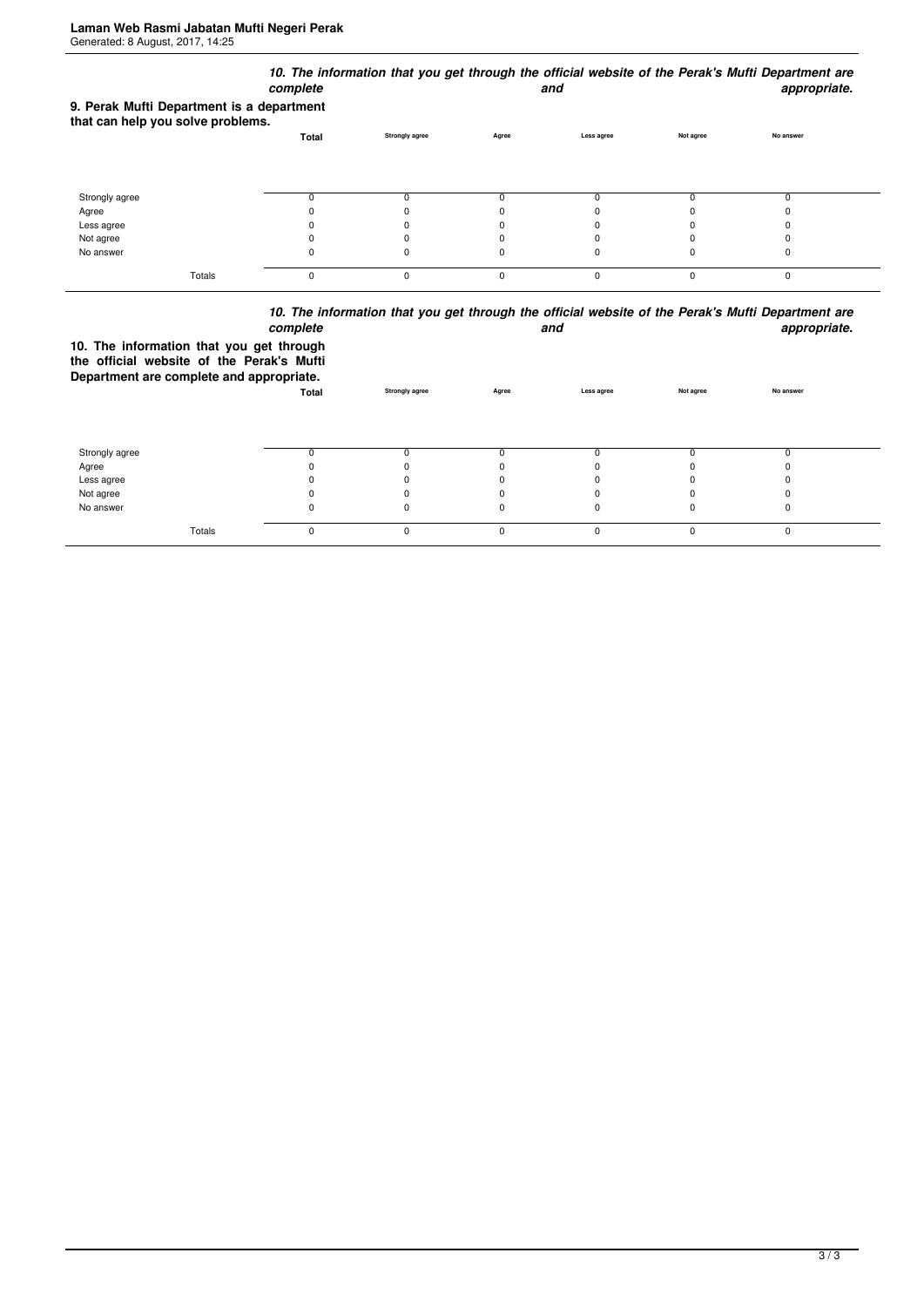## 9. Perak Mufti Department is a department that can help you solve problems.

*10. The information that you get through the official website of the Perak's Mufti Department are complete and appropriate.*

| | Total | Strongly agree | Agree | Less agree | Not agree | No answer |
|---|---|---|---|---|---|---|
| Strongly agree | 0 | 0 | 0 | 0 | 0 | 0 |
| Agree | 0 | 0 | 0 | 0 | 0 | 0 |
| Less agree | 0 | 0 | 0 | 0 | 0 | 0 |
| Not agree | 0 | 0 | 0 | 0 | 0 | 0 |
| No answer | 0 | 0 | 0 | 0 | 0 | 0 |
| Totals | 0 | 0 | 0 | 0 | 0 | 0 |

## 10. The information that you get through the official website of the Perak's Mufti Department are complete and appropriate.

*10. The information that you get through the official website of the Perak's Mufti Department are complete and appropriate.*

| | Total | Strongly agree | Agree | Less agree | Not agree | No answer |
|---|---|---|---|---|---|---|
| Strongly agree | 0 | 0 | 0 | 0 | 0 | 0 |
| Agree | 0 | 0 | 0 | 0 | 0 | 0 |
| Less agree | 0 | 0 | 0 | 0 | 0 | 0 |
| Not agree | 0 | 0 | 0 | 0 | 0 | 0 |
| No answer | 0 | 0 | 0 | 0 | 0 | 0 |
| Totals | 0 | 0 | 0 | 0 | 0 | 0 |